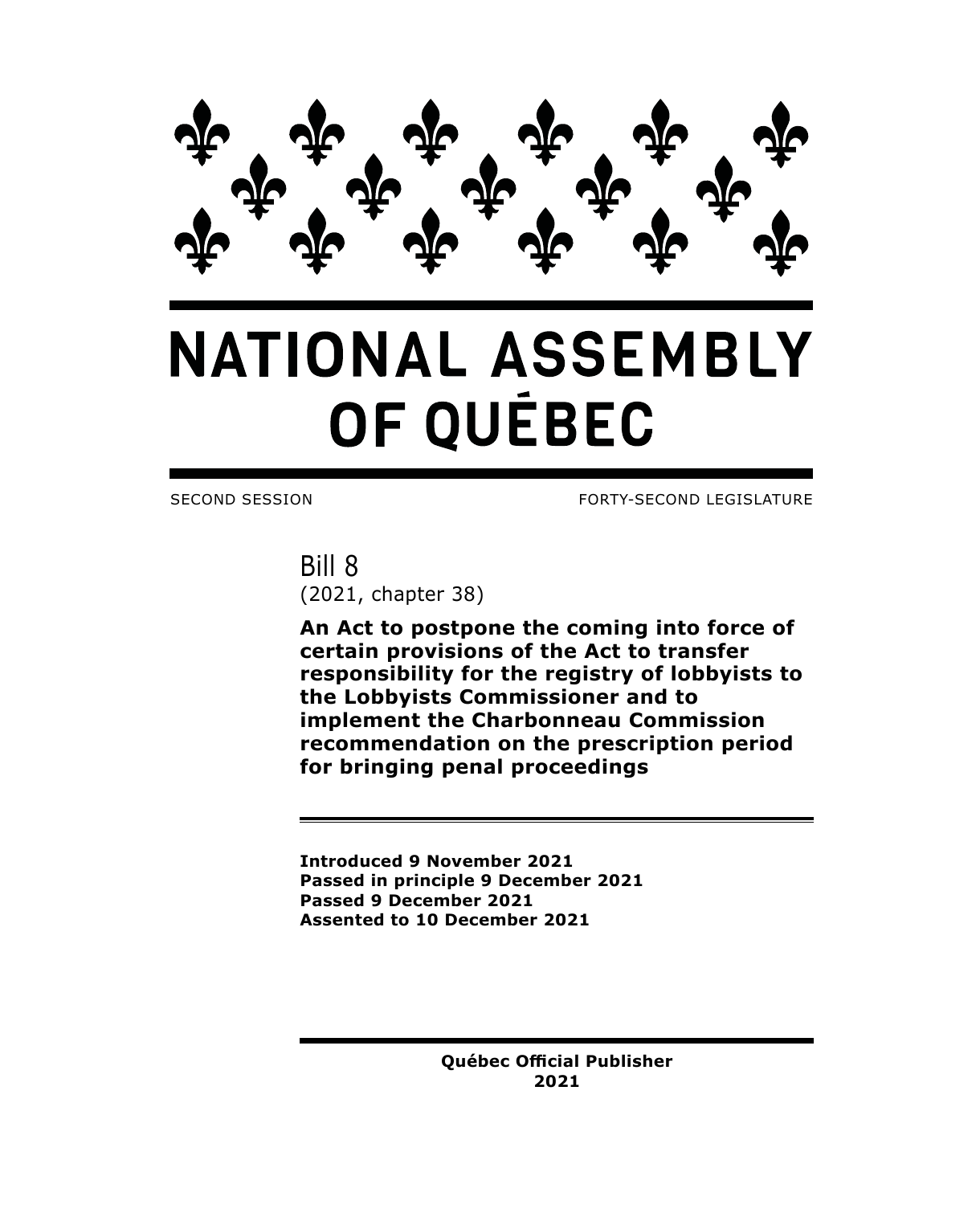# NATIONAL ASSEMBLY OF QUÉBEC

SECOND SESSION FORTY-SECOND LEGISLATURE

## Bill 8

(2021, chapter 38)

**An Act to postpone the coming into force of certain provisions of the Act to transfer responsibility for the registry of lobbyists to the Lobbyists Commissioner and to implement the Charbonneau Commission recommendation on the prescription period for bringing penal proceedings**

**Introduced 9 November 2021**
**Passed in principle 9 December 2021**
**Passed 9 December 2021**
**Assented to 10 December 2021**

**Québec Official Publisher**
**2021**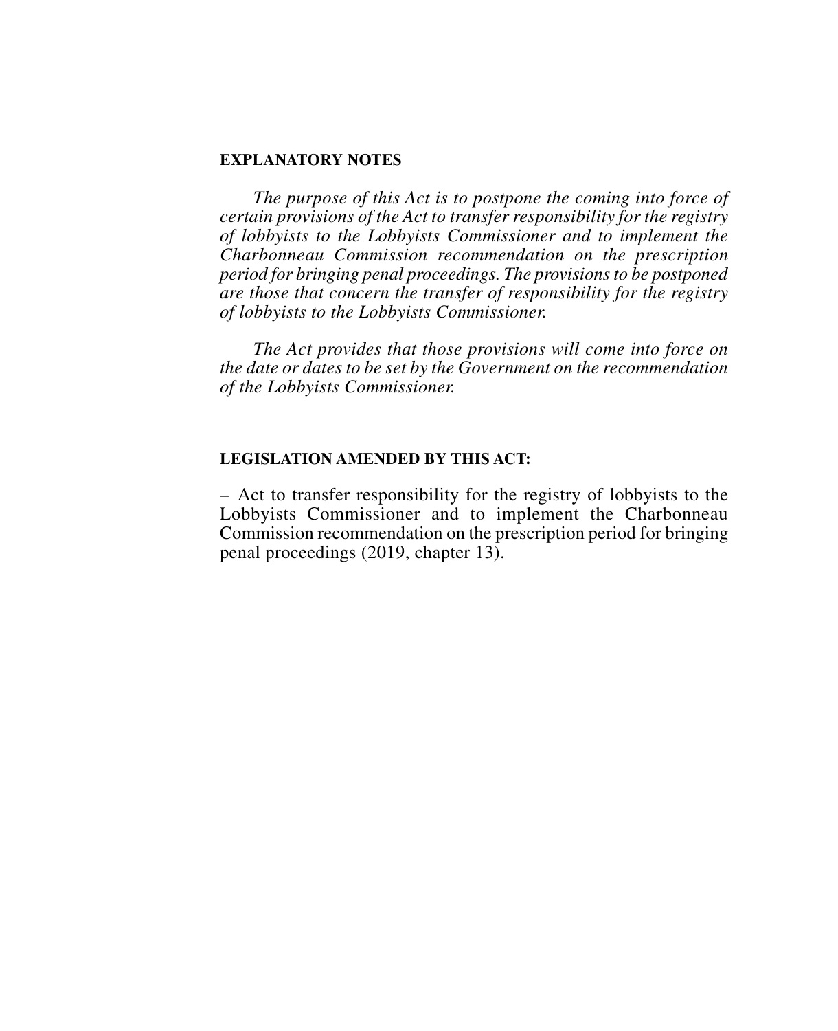**EXPLANATORY NOTES**

*The purpose of this Act is to postpone the coming into force of certain provisions of the Act to transfer responsibility for the registry of lobbyists to the Lobbyists Commissioner and to implement the Charbonneau Commission recommendation on the prescription period for bringing penal proceedings. The provisions to be postponed are those that concern the transfer of responsibility for the registry of lobbyists to the Lobbyists Commissioner.*

*The Act provides that those provisions will come into force on the date or dates to be set by the Government on the recommendation of the Lobbyists Commissioner.*

**LEGISLATION AMENDED BY THIS ACT:**

– Act to transfer responsibility for the registry of lobbyists to the Lobbyists Commissioner and to implement the Charbonneau Commission recommendation on the prescription period for bringing penal proceedings (2019, chapter 13).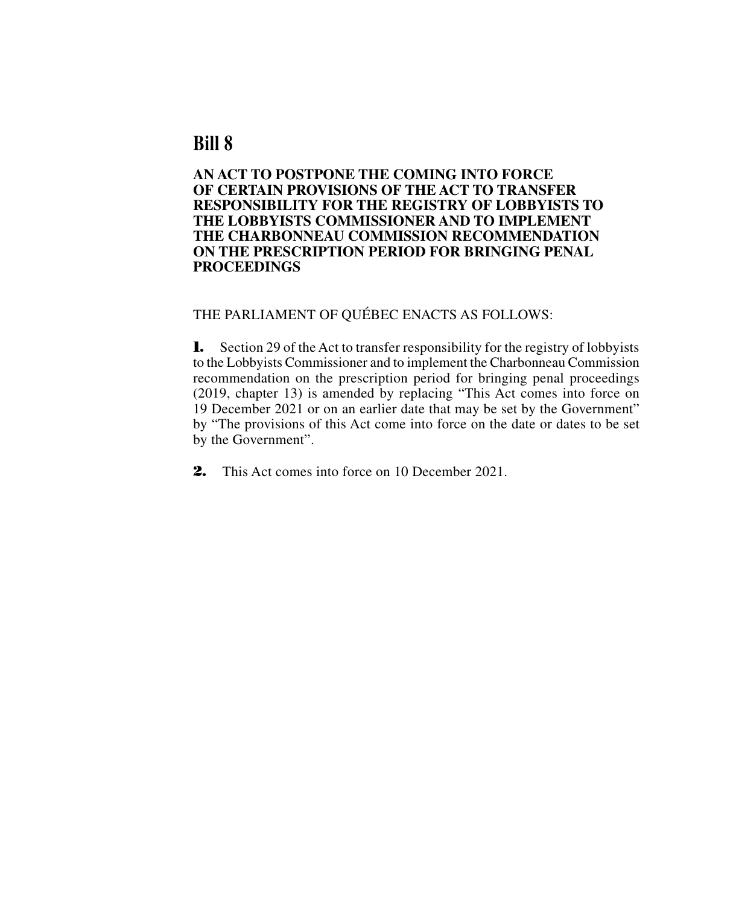# Bill 8

## AN ACT TO POSTPONE THE COMING INTO FORCE OF CERTAIN PROVISIONS OF THE ACT TO TRANSFER RESPONSIBILITY FOR THE REGISTRY OF LOBBYISTS TO THE LOBBYISTS COMMISSIONER AND TO IMPLEMENT THE CHARBONNEAU COMMISSION RECOMMENDATION ON THE PRESCRIPTION PERIOD FOR BRINGING PENAL PROCEEDINGS

THE PARLIAMENT OF QUÉBEC ENACTS AS FOLLOWS:

**1.** Section 29 of the Act to transfer responsibility for the registry of lobbyists to the Lobbyists Commissioner and to implement the Charbonneau Commission recommendation on the prescription period for bringing penal proceedings (2019, chapter 13) is amended by replacing "This Act comes into force on 19 December 2021 or on an earlier date that may be set by the Government" by "The provisions of this Act come into force on the date or dates to be set by the Government".

**2.** This Act comes into force on 10 December 2021.